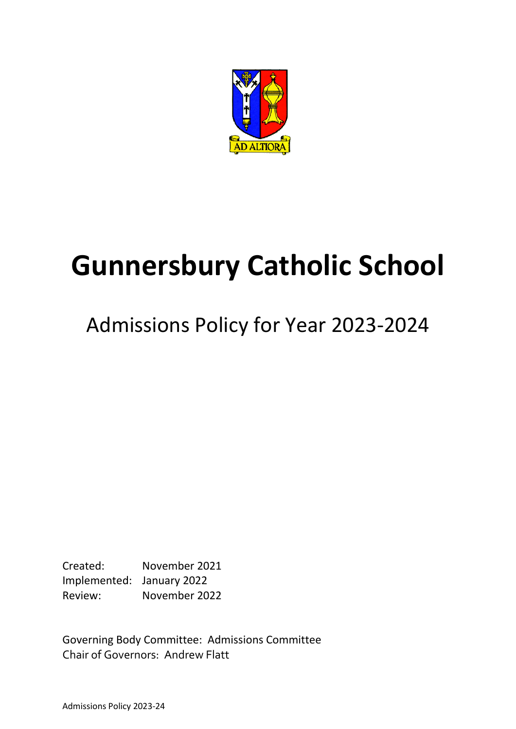# Gunnersbury Catholic School

## Admissions Policy for Year 2023-2024

Created: November 2021
Implemented: January 2022
Review: November 2022

Governing Body Committee: Admissions Committee
Chair of Governors: Andrew Flatt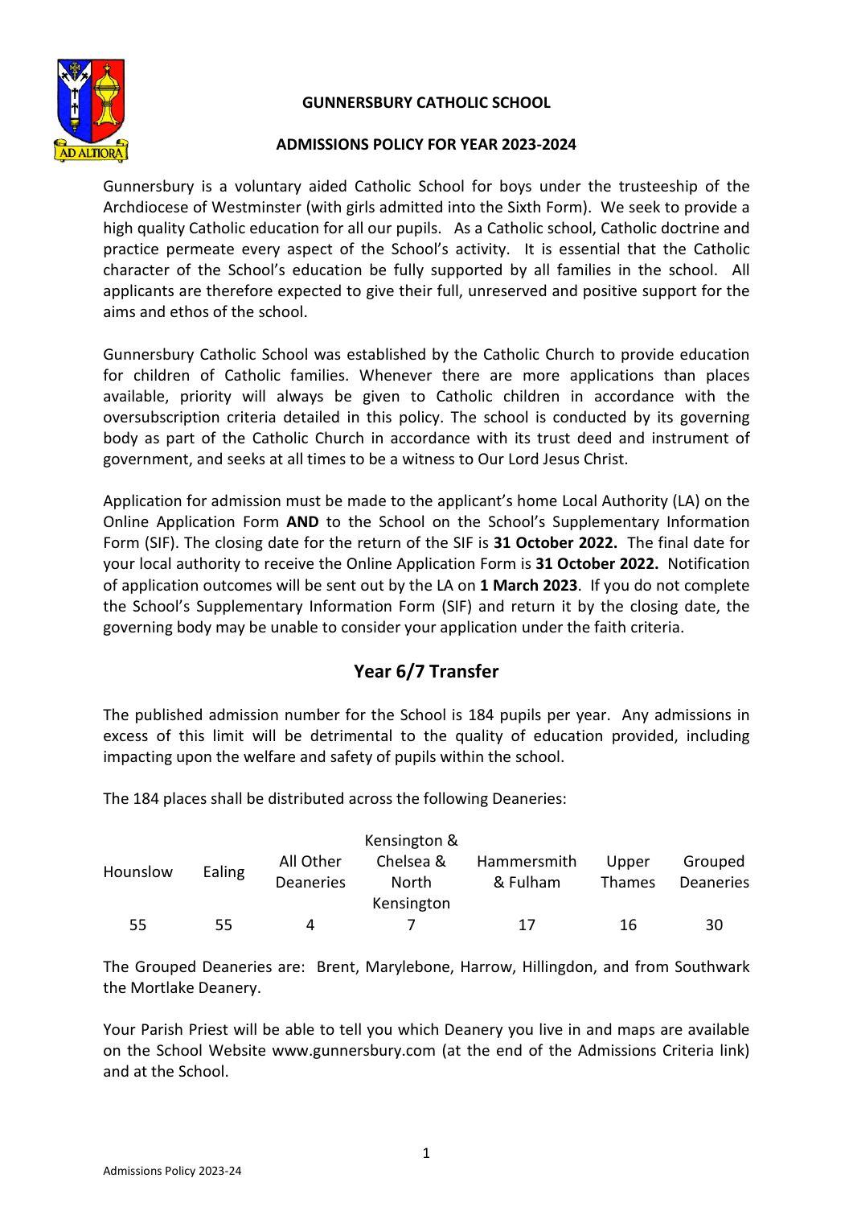**GUNNERSBURY CATHOLIC SCHOOL**

**ADMISSIONS POLICY FOR YEAR 2023-2024**

Gunnersbury is a voluntary aided Catholic School for boys under the trusteeship of the Archdiocese of Westminster (with girls admitted into the Sixth Form). We seek to provide a high quality Catholic education for all our pupils. As a Catholic school, Catholic doctrine and practice permeate every aspect of the School's activity. It is essential that the Catholic character of the School's education be fully supported by all families in the school. All applicants are therefore expected to give their full, unreserved and positive support for the aims and ethos of the school.

Gunnersbury Catholic School was established by the Catholic Church to provide education for children of Catholic families. Whenever there are more applications than places available, priority will always be given to Catholic children in accordance with the oversubscription criteria detailed in this policy. The school is conducted by its governing body as part of the Catholic Church in accordance with its trust deed and instrument of government, and seeks at all times to be a witness to Our Lord Jesus Christ.

Application for admission must be made to the applicant's home Local Authority (LA) on the Online Application Form **AND** to the School on the School's Supplementary Information Form (SIF). The closing date for the return of the SIF is **31 October 2022.** The final date for your local authority to receive the Online Application Form is **31 October 2022.** Notification of application outcomes will be sent out by the LA on **1 March 2023**. If you do not complete the School's Supplementary Information Form (SIF) and return it by the closing date, the governing body may be unable to consider your application under the faith criteria.

## Year 6/7 Transfer

The published admission number for the School is 184 pupils per year. Any admissions in excess of this limit will be detrimental to the quality of education provided, including impacting upon the welfare and safety of pupils within the school.

The 184 places shall be distributed across the following Deaneries:

| Hounslow | Ealing | All Other Deaneries | Kensington & Chelsea & North Kensington | Hammersmith & Fulham | Upper Thames | Grouped Deaneries |
|---|---|---|---|---|---|---|
| 55 | 55 | 4 | 7 | 17 | 16 | 30 |

The Grouped Deaneries are: Brent, Marylebone, Harrow, Hillingdon, and from Southwark the Mortlake Deanery.

Your Parish Priest will be able to tell you which Deanery you live in and maps are available on the School Website www.gunnersbury.com (at the end of the Admissions Criteria link) and at the School.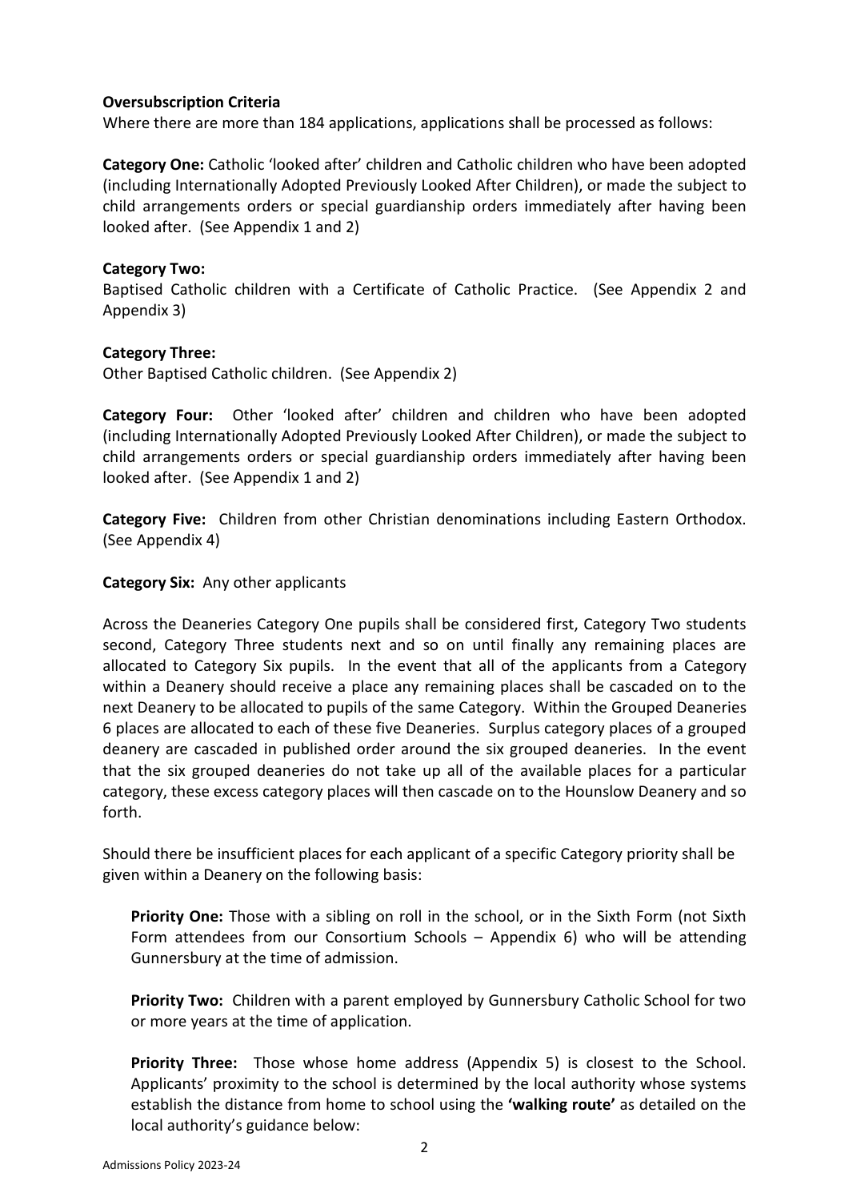**Oversubscription Criteria**

Where there are more than 184 applications, applications shall be processed as follows:

**Category One:** Catholic 'looked after' children and Catholic children who have been adopted (including Internationally Adopted Previously Looked After Children), or made the subject to child arrangements orders or special guardianship orders immediately after having been looked after. (See Appendix 1 and 2)

**Category Two:**
Baptised Catholic children with a Certificate of Catholic Practice. (See Appendix 2 and Appendix 3)

**Category Three:**
Other Baptised Catholic children. (See Appendix 2)

**Category Four:** Other 'looked after' children and children who have been adopted (including Internationally Adopted Previously Looked After Children), or made the subject to child arrangements orders or special guardianship orders immediately after having been looked after. (See Appendix 1 and 2)

**Category Five:** Children from other Christian denominations including Eastern Orthodox. (See Appendix 4)

**Category Six:** Any other applicants

Across the Deaneries Category One pupils shall be considered first, Category Two students second, Category Three students next and so on until finally any remaining places are allocated to Category Six pupils. In the event that all of the applicants from a Category within a Deanery should receive a place any remaining places shall be cascaded on to the next Deanery to be allocated to pupils of the same Category. Within the Grouped Deaneries 6 places are allocated to each of these five Deaneries. Surplus category places of a grouped deanery are cascaded in published order around the six grouped deaneries. In the event that the six grouped deaneries do not take up all of the available places for a particular category, these excess category places will then cascade on to the Hounslow Deanery and so forth.

Should there be insufficient places for each applicant of a specific Category priority shall be given within a Deanery on the following basis:

**Priority One:** Those with a sibling on roll in the school, or in the Sixth Form (not Sixth Form attendees from our Consortium Schools – Appendix 6) who will be attending Gunnersbury at the time of admission.

**Priority Two:** Children with a parent employed by Gunnersbury Catholic School for two or more years at the time of application.

**Priority Three:** Those whose home address (Appendix 5) is closest to the School. Applicants' proximity to the school is determined by the local authority whose systems establish the distance from home to school using the **'walking route'** as detailed on the local authority's guidance below: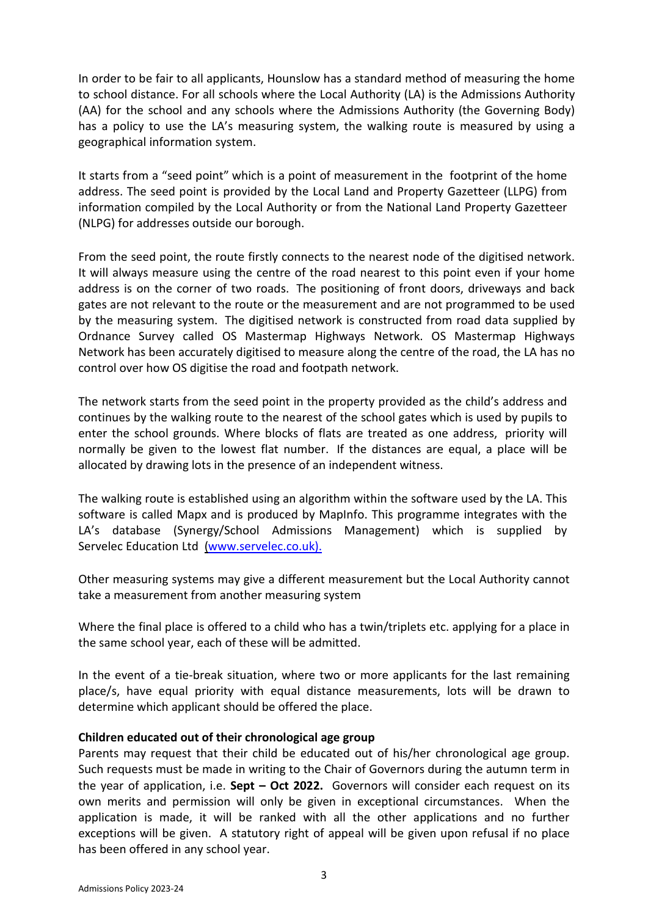In order to be fair to all applicants, Hounslow has a standard method of measuring the home to school distance. For all schools where the Local Authority (LA) is the Admissions Authority (AA) for the school and any schools where the Admissions Authority (the Governing Body) has a policy to use the LA's measuring system, the walking route is measured by using a geographical information system.

It starts from a "seed point" which is a point of measurement in the footprint of the home address. The seed point is provided by the Local Land and Property Gazetteer (LLPG) from information compiled by the Local Authority or from the National Land Property Gazetteer (NLPG) for addresses outside our borough.

From the seed point, the route firstly connects to the nearest node of the digitised network. It will always measure using the centre of the road nearest to this point even if your home address is on the corner of two roads. The positioning of front doors, driveways and back gates are not relevant to the route or the measurement and are not programmed to be used by the measuring system. The digitised network is constructed from road data supplied by Ordnance Survey called OS Mastermap Highways Network. OS Mastermap Highways Network has been accurately digitised to measure along the centre of the road, the LA has no control over how OS digitise the road and footpath network.

The network starts from the seed point in the property provided as the child's address and continues by the walking route to the nearest of the school gates which is used by pupils to enter the school grounds. Where blocks of flats are treated as one address, priority will normally be given to the lowest flat number. If the distances are equal, a place will be allocated by drawing lots in the presence of an independent witness.

The walking route is established using an algorithm within the software used by the LA. This software is called Mapx and is produced by MapInfo. This programme integrates with the LA's database (Synergy/School Admissions Management) which is supplied by Servelec Education Ltd [(www.servelec.co.uk).](http://www.servelec.co.uk)

Other measuring systems may give a different measurement but the Local Authority cannot take a measurement from another measuring system

Where the final place is offered to a child who has a twin/triplets etc. applying for a place in the same school year, each of these will be admitted.

In the event of a tie-break situation, where two or more applicants for the last remaining place/s, have equal priority with equal distance measurements, lots will be drawn to determine which applicant should be offered the place.

**Children educated out of their chronological age group**

Parents may request that their child be educated out of his/her chronological age group. Such requests must be made in writing to the Chair of Governors during the autumn term in the year of application, i.e. **Sept – Oct 2022.** Governors will consider each request on its own merits and permission will only be given in exceptional circumstances. When the application is made, it will be ranked with all the other applications and no further exceptions will be given. A statutory right of appeal will be given upon refusal if no place has been offered in any school year.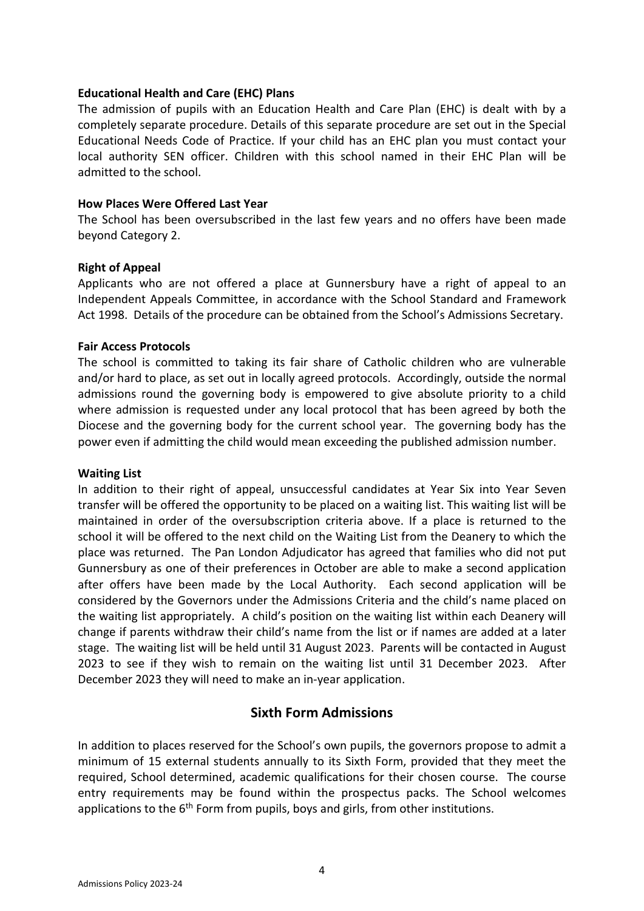**Educational Health and Care (EHC) Plans**

The admission of pupils with an Education Health and Care Plan (EHC) is dealt with by a completely separate procedure. Details of this separate procedure are set out in the Special Educational Needs Code of Practice. If your child has an EHC plan you must contact your local authority SEN officer. Children with this school named in their EHC Plan will be admitted to the school.

**How Places Were Offered Last Year**

The School has been oversubscribed in the last few years and no offers have been made beyond Category 2.

**Right of Appeal**

Applicants who are not offered a place at Gunnersbury have a right of appeal to an Independent Appeals Committee, in accordance with the School Standard and Framework Act 1998. Details of the procedure can be obtained from the School's Admissions Secretary.

**Fair Access Protocols**

The school is committed to taking its fair share of Catholic children who are vulnerable and/or hard to place, as set out in locally agreed protocols. Accordingly, outside the normal admissions round the governing body is empowered to give absolute priority to a child where admission is requested under any local protocol that has been agreed by both the Diocese and the governing body for the current school year. The governing body has the power even if admitting the child would mean exceeding the published admission number.

**Waiting List**

In addition to their right of appeal, unsuccessful candidates at Year Six into Year Seven transfer will be offered the opportunity to be placed on a waiting list. This waiting list will be maintained in order of the oversubscription criteria above. If a place is returned to the school it will be offered to the next child on the Waiting List from the Deanery to which the place was returned. The Pan London Adjudicator has agreed that families who did not put Gunnersbury as one of their preferences in October are able to make a second application after offers have been made by the Local Authority. Each second application will be considered by the Governors under the Admissions Criteria and the child's name placed on the waiting list appropriately. A child's position on the waiting list within each Deanery will change if parents withdraw their child's name from the list or if names are added at a later stage. The waiting list will be held until 31 August 2023. Parents will be contacted in August 2023 to see if they wish to remain on the waiting list until 31 December 2023. After December 2023 they will need to make an in-year application.

## Sixth Form Admissions

In addition to places reserved for the School's own pupils, the governors propose to admit a minimum of 15 external students annually to its Sixth Form, provided that they meet the required, School determined, academic qualifications for their chosen course. The course entry requirements may be found within the prospectus packs. The School welcomes applications to the 6th Form from pupils, boys and girls, from other institutions.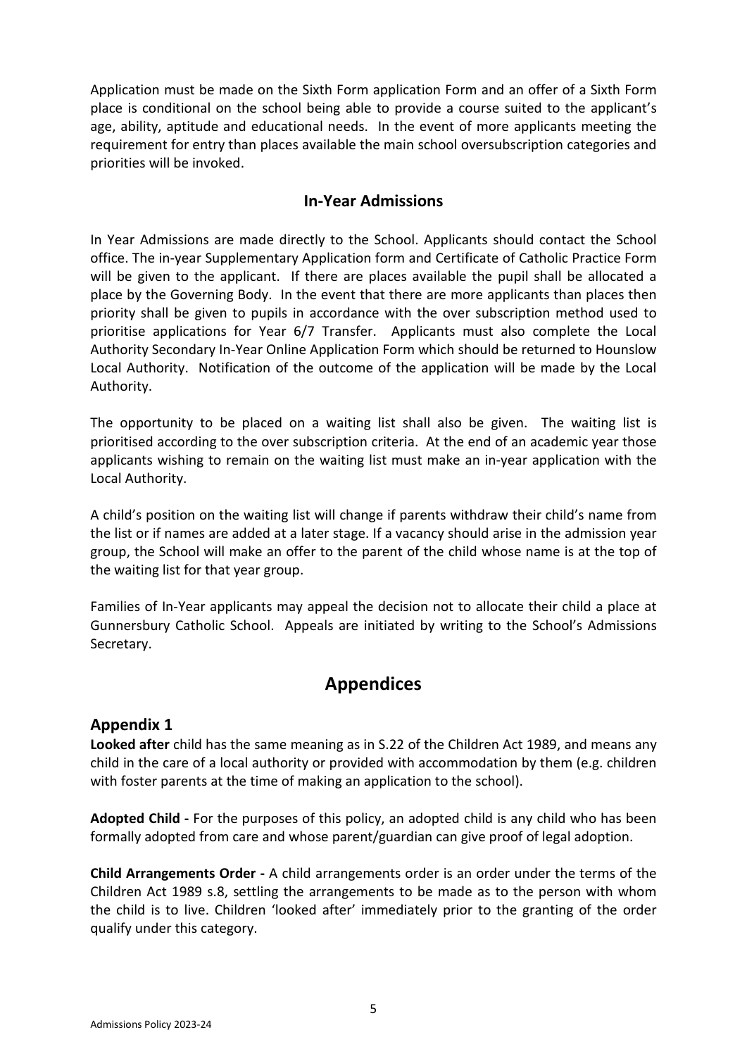Application must be made on the Sixth Form application Form and an offer of a Sixth Form place is conditional on the school being able to provide a course suited to the applicant's age, ability, aptitude and educational needs. In the event of more applicants meeting the requirement for entry than places available the main school oversubscription categories and priorities will be invoked.

## In-Year Admissions

In Year Admissions are made directly to the School. Applicants should contact the School office. The in-year Supplementary Application form and Certificate of Catholic Practice Form will be given to the applicant. If there are places available the pupil shall be allocated a place by the Governing Body. In the event that there are more applicants than places then priority shall be given to pupils in accordance with the over subscription method used to prioritise applications for Year 6/7 Transfer. Applicants must also complete the Local Authority Secondary In-Year Online Application Form which should be returned to Hounslow Local Authority. Notification of the outcome of the application will be made by the Local Authority.

The opportunity to be placed on a waiting list shall also be given. The waiting list is prioritised according to the over subscription criteria. At the end of an academic year those applicants wishing to remain on the waiting list must make an in-year application with the Local Authority.

A child's position on the waiting list will change if parents withdraw their child's name from the list or if names are added at a later stage. If a vacancy should arise in the admission year group, the School will make an offer to the parent of the child whose name is at the top of the waiting list for that year group.

Families of In-Year applicants may appeal the decision not to allocate their child a place at Gunnersbury Catholic School. Appeals are initiated by writing to the School's Admissions Secretary.

# Appendices

## Appendix 1

**Looked after** child has the same meaning as in S.22 of the Children Act 1989, and means any child in the care of a local authority or provided with accommodation by them (e.g. children with foster parents at the time of making an application to the school).

**Adopted Child -** For the purposes of this policy, an adopted child is any child who has been formally adopted from care and whose parent/guardian can give proof of legal adoption.

**Child Arrangements Order -** A child arrangements order is an order under the terms of the Children Act 1989 s.8, settling the arrangements to be made as to the person with whom the child is to live. Children 'looked after' immediately prior to the granting of the order qualify under this category.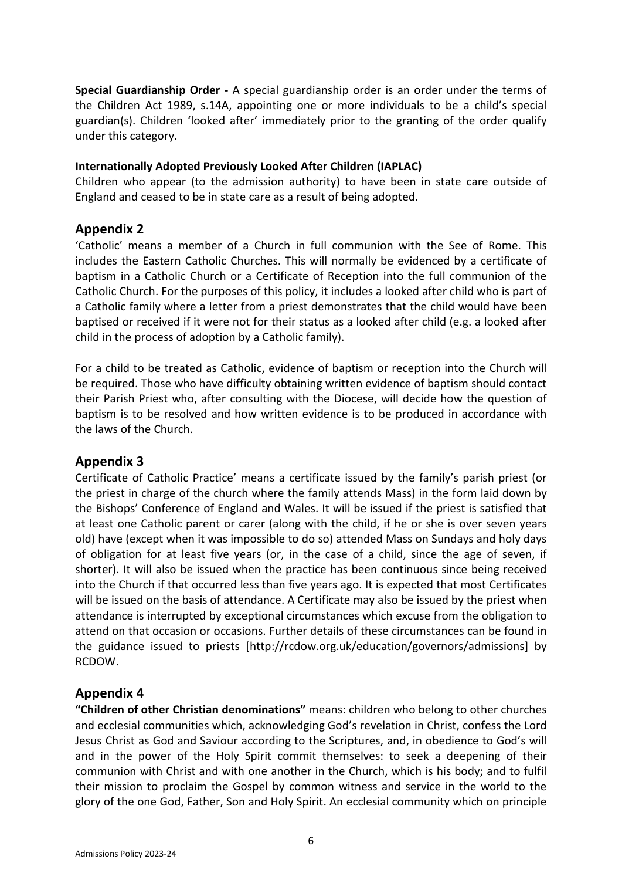**Special Guardianship Order -** A special guardianship order is an order under the terms of the Children Act 1989, s.14A, appointing one or more individuals to be a child's special guardian(s). Children 'looked after' immediately prior to the granting of the order qualify under this category.

**Internationally Adopted Previously Looked After Children (IAPLAC)**
Children who appear (to the admission authority) to have been in state care outside of England and ceased to be in state care as a result of being adopted.

## Appendix 2

'Catholic' means a member of a Church in full communion with the See of Rome. This includes the Eastern Catholic Churches. This will normally be evidenced by a certificate of baptism in a Catholic Church or a Certificate of Reception into the full communion of the Catholic Church. For the purposes of this policy, it includes a looked after child who is part of a Catholic family where a letter from a priest demonstrates that the child would have been baptised or received if it were not for their status as a looked after child (e.g. a looked after child in the process of adoption by a Catholic family).

For a child to be treated as Catholic, evidence of baptism or reception into the Church will be required. Those who have difficulty obtaining written evidence of baptism should contact their Parish Priest who, after consulting with the Diocese, will decide how the question of baptism is to be resolved and how written evidence is to be produced in accordance with the laws of the Church.

## Appendix 3

Certificate of Catholic Practice' means a certificate issued by the family's parish priest (or the priest in charge of the church where the family attends Mass) in the form laid down by the Bishops' Conference of England and Wales. It will be issued if the priest is satisfied that at least one Catholic parent or carer (along with the child, if he or she is over seven years old) have (except when it was impossible to do so) attended Mass on Sundays and holy days of obligation for at least five years (or, in the case of a child, since the age of seven, if shorter). It will also be issued when the practice has been continuous since being received into the Church if that occurred less than five years ago. It is expected that most Certificates will be issued on the basis of attendance. A Certificate may also be issued by the priest when attendance is interrupted by exceptional circumstances which excuse from the obligation to attend on that occasion or occasions. Further details of these circumstances can be found in the guidance issued to priests [http://rcdow.org.uk/education/governors/admissions] by RCDOW.

## Appendix 4

**"Children of other Christian denominations"** means: children who belong to other churches and ecclesial communities which, acknowledging God's revelation in Christ, confess the Lord Jesus Christ as God and Saviour according to the Scriptures, and, in obedience to God's will and in the power of the Holy Spirit commit themselves: to seek a deepening of their communion with Christ and with one another in the Church, which is his body; and to fulfil their mission to proclaim the Gospel by common witness and service in the world to the glory of the one God, Father, Son and Holy Spirit. An ecclesial community which on principle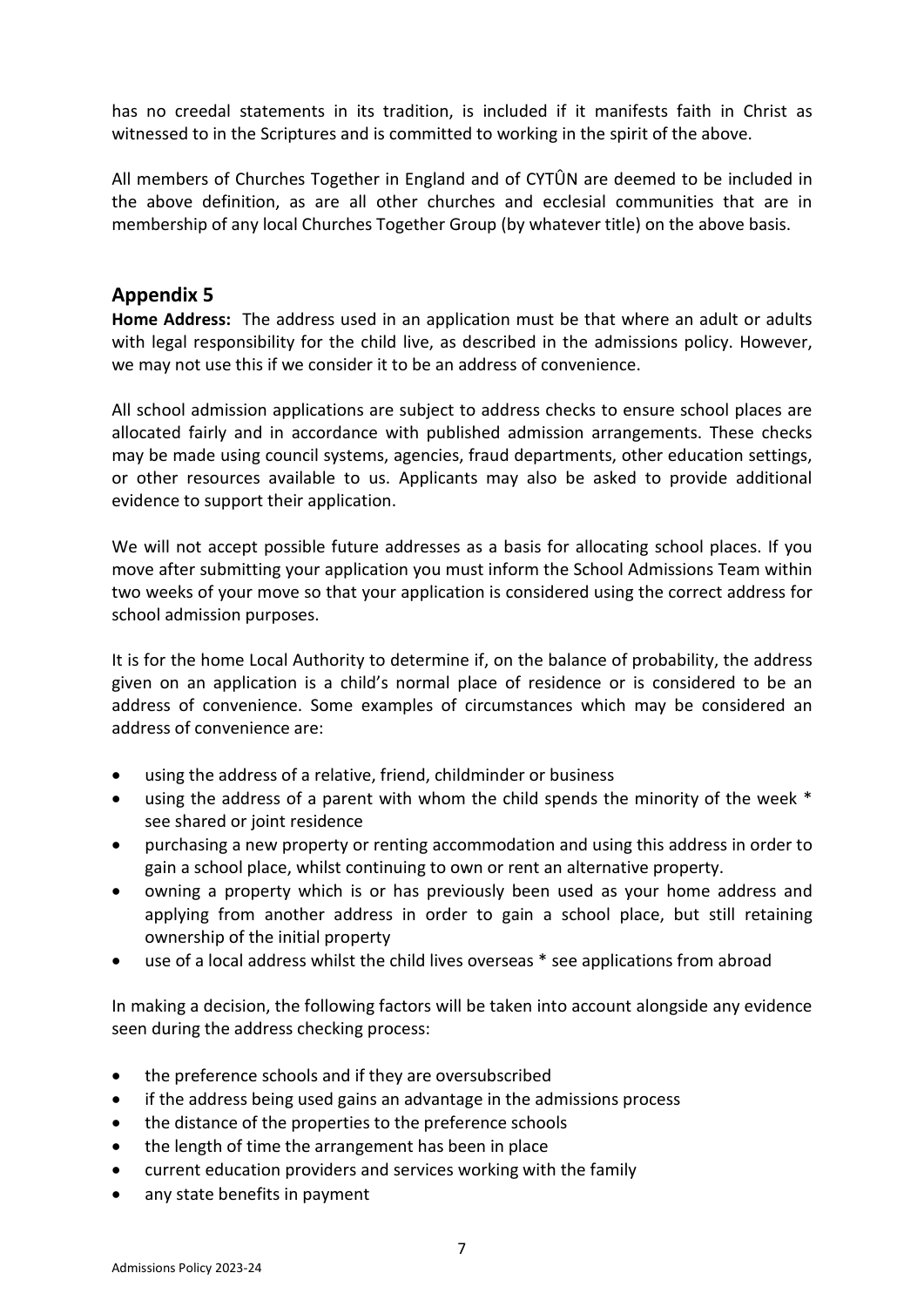has no creedal statements in its tradition, is included if it manifests faith in Christ as witnessed to in the Scriptures and is committed to working in the spirit of the above.

All members of Churches Together in England and of CYTÛN are deemed to be included in the above definition, as are all other churches and ecclesial communities that are in membership of any local Churches Together Group (by whatever title) on the above basis.

## Appendix 5

**Home Address:** The address used in an application must be that where an adult or adults with legal responsibility for the child live, as described in the admissions policy. However, we may not use this if we consider it to be an address of convenience.

All school admission applications are subject to address checks to ensure school places are allocated fairly and in accordance with published admission arrangements. These checks may be made using council systems, agencies, fraud departments, other education settings, or other resources available to us. Applicants may also be asked to provide additional evidence to support their application.

We will not accept possible future addresses as a basis for allocating school places. If you move after submitting your application you must inform the School Admissions Team within two weeks of your move so that your application is considered using the correct address for school admission purposes.

It is for the home Local Authority to determine if, on the balance of probability, the address given on an application is a child's normal place of residence or is considered to be an address of convenience. Some examples of circumstances which may be considered an address of convenience are:

- using the address of a relative, friend, childminder or business
- using the address of a parent with whom the child spends the minority of the week * see shared or joint residence
- purchasing a new property or renting accommodation and using this address in order to gain a school place, whilst continuing to own or rent an alternative property.
- owning a property which is or has previously been used as your home address and applying from another address in order to gain a school place, but still retaining ownership of the initial property
- use of a local address whilst the child lives overseas * see applications from abroad

In making a decision, the following factors will be taken into account alongside any evidence seen during the address checking process:

- the preference schools and if they are oversubscribed
- if the address being used gains an advantage in the admissions process
- the distance of the properties to the preference schools
- the length of time the arrangement has been in place
- current education providers and services working with the family
- any state benefits in payment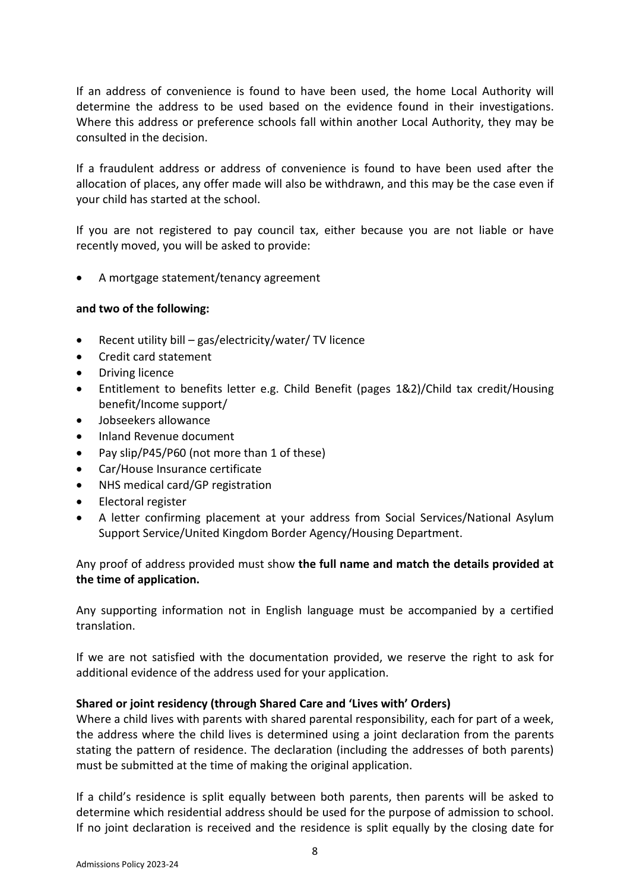If an address of convenience is found to have been used, the home Local Authority will determine the address to be used based on the evidence found in their investigations. Where this address or preference schools fall within another Local Authority, they may be consulted in the decision.

If a fraudulent address or address of convenience is found to have been used after the allocation of places, any offer made will also be withdrawn, and this may be the case even if your child has started at the school.

If you are not registered to pay council tax, either because you are not liable or have recently moved, you will be asked to provide:

- A mortgage statement/tenancy agreement

**and two of the following:**

- Recent utility bill – gas/electricity/water/ TV licence
- Credit card statement
- Driving licence
- Entitlement to benefits letter e.g. Child Benefit (pages 1&2)/Child tax credit/Housing benefit/Income support/
- Jobseekers allowance
- Inland Revenue document
- Pay slip/P45/P60 (not more than 1 of these)
- Car/House Insurance certificate
- NHS medical card/GP registration
- Electoral register
- A letter confirming placement at your address from Social Services/National Asylum Support Service/United Kingdom Border Agency/Housing Department.

Any proof of address provided must show **the full name and match the details provided at the time of application.**

Any supporting information not in English language must be accompanied by a certified translation.

If we are not satisfied with the documentation provided, we reserve the right to ask for additional evidence of the address used for your application.

**Shared or joint residency (through Shared Care and 'Lives with' Orders)**

Where a child lives with parents with shared parental responsibility, each for part of a week, the address where the child lives is determined using a joint declaration from the parents stating the pattern of residence. The declaration (including the addresses of both parents) must be submitted at the time of making the original application.

If a child's residence is split equally between both parents, then parents will be asked to determine which residential address should be used for the purpose of admission to school. If no joint declaration is received and the residence is split equally by the closing date for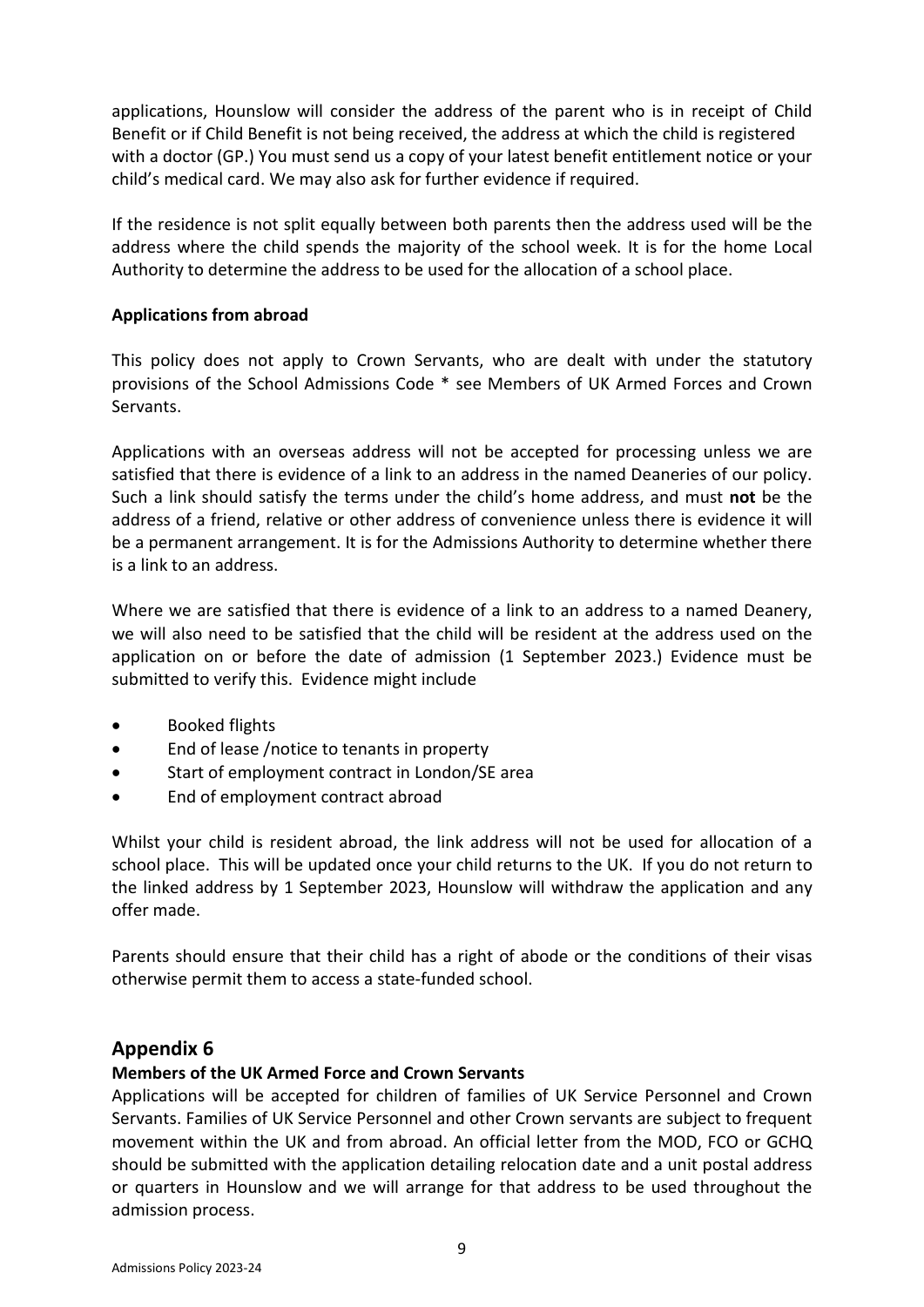applications, Hounslow will consider the address of the parent who is in receipt of Child Benefit or if Child Benefit is not being received, the address at which the child is registered with a doctor (GP.) You must send us a copy of your latest benefit entitlement notice or your child's medical card. We may also ask for further evidence if required.

If the residence is not split equally between both parents then the address used will be the address where the child spends the majority of the school week. It is for the home Local Authority to determine the address to be used for the allocation of a school place.

**Applications from abroad**

This policy does not apply to Crown Servants, who are dealt with under the statutory provisions of the School Admissions Code * see Members of UK Armed Forces and Crown Servants.

Applications with an overseas address will not be accepted for processing unless we are satisfied that there is evidence of a link to an address in the named Deaneries of our policy. Such a link should satisfy the terms under the child's home address, and must **not** be the address of a friend, relative or other address of convenience unless there is evidence it will be a permanent arrangement. It is for the Admissions Authority to determine whether there is a link to an address.

Where we are satisfied that there is evidence of a link to an address to a named Deanery, we will also need to be satisfied that the child will be resident at the address used on the application on or before the date of admission (1 September 2023.) Evidence must be submitted to verify this. Evidence might include

- Booked flights
- End of lease /notice to tenants in property
- Start of employment contract in London/SE area
- End of employment contract abroad

Whilst your child is resident abroad, the link address will not be used for allocation of a school place. This will be updated once your child returns to the UK. If you do not return to the linked address by 1 September 2023, Hounslow will withdraw the application and any offer made.

Parents should ensure that their child has a right of abode or the conditions of their visas otherwise permit them to access a state-funded school.

## Appendix 6

**Members of the UK Armed Force and Crown Servants**

Applications will be accepted for children of families of UK Service Personnel and Crown Servants. Families of UK Service Personnel and other Crown servants are subject to frequent movement within the UK and from abroad. An official letter from the MOD, FCO or GCHQ should be submitted with the application detailing relocation date and a unit postal address or quarters in Hounslow and we will arrange for that address to be used throughout the admission process.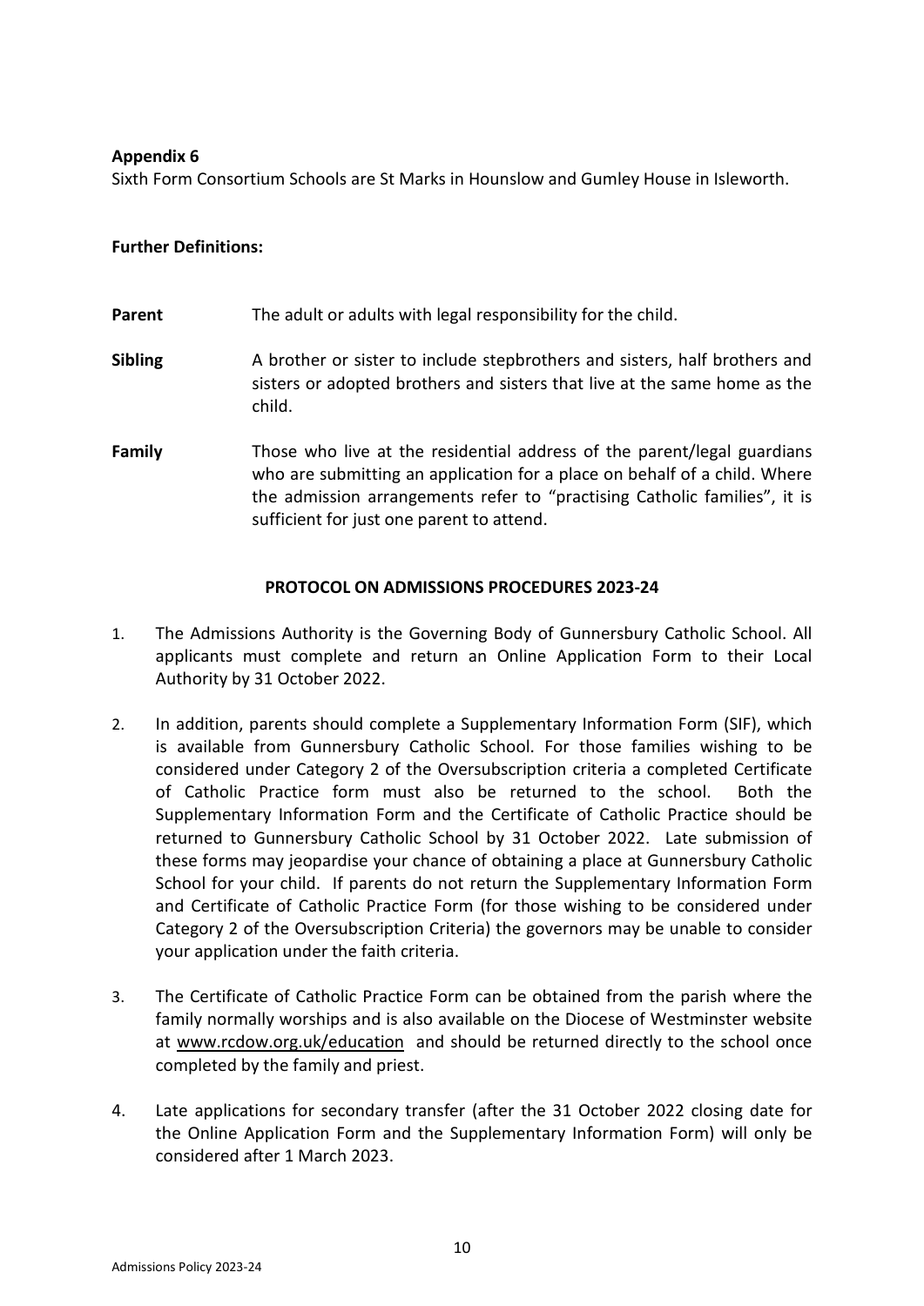**Appendix 6**

Sixth Form Consortium Schools are St Marks in Hounslow and Gumley House in Isleworth.

**Further Definitions:**

**Parent** The adult or adults with legal responsibility for the child.

**Sibling** A brother or sister to include stepbrothers and sisters, half brothers and sisters or adopted brothers and sisters that live at the same home as the child.

**Family** Those who live at the residential address of the parent/legal guardians who are submitting an application for a place on behalf of a child. Where the admission arrangements refer to "practising Catholic families", it is sufficient for just one parent to attend.

**PROTOCOL ON ADMISSIONS PROCEDURES 2023-24**

1. The Admissions Authority is the Governing Body of Gunnersbury Catholic School. All applicants must complete and return an Online Application Form to their Local Authority by 31 October 2022.

2. In addition, parents should complete a Supplementary Information Form (SIF), which is available from Gunnersbury Catholic School. For those families wishing to be considered under Category 2 of the Oversubscription criteria a completed Certificate of Catholic Practice form must also be returned to the school. Both the Supplementary Information Form and the Certificate of Catholic Practice should be returned to Gunnersbury Catholic School by 31 October 2022. Late submission of these forms may jeopardise your chance of obtaining a place at Gunnersbury Catholic School for your child. If parents do not return the Supplementary Information Form and Certificate of Catholic Practice Form (for those wishing to be considered under Category 2 of the Oversubscription Criteria) the governors may be unable to consider your application under the faith criteria.

3. The Certificate of Catholic Practice Form can be obtained from the parish where the family normally worships and is also available on the Diocese of Westminster website at www.rcdow.org.uk/education and should be returned directly to the school once completed by the family and priest.

4. Late applications for secondary transfer (after the 31 October 2022 closing date for the Online Application Form and the Supplementary Information Form) will only be considered after 1 March 2023.